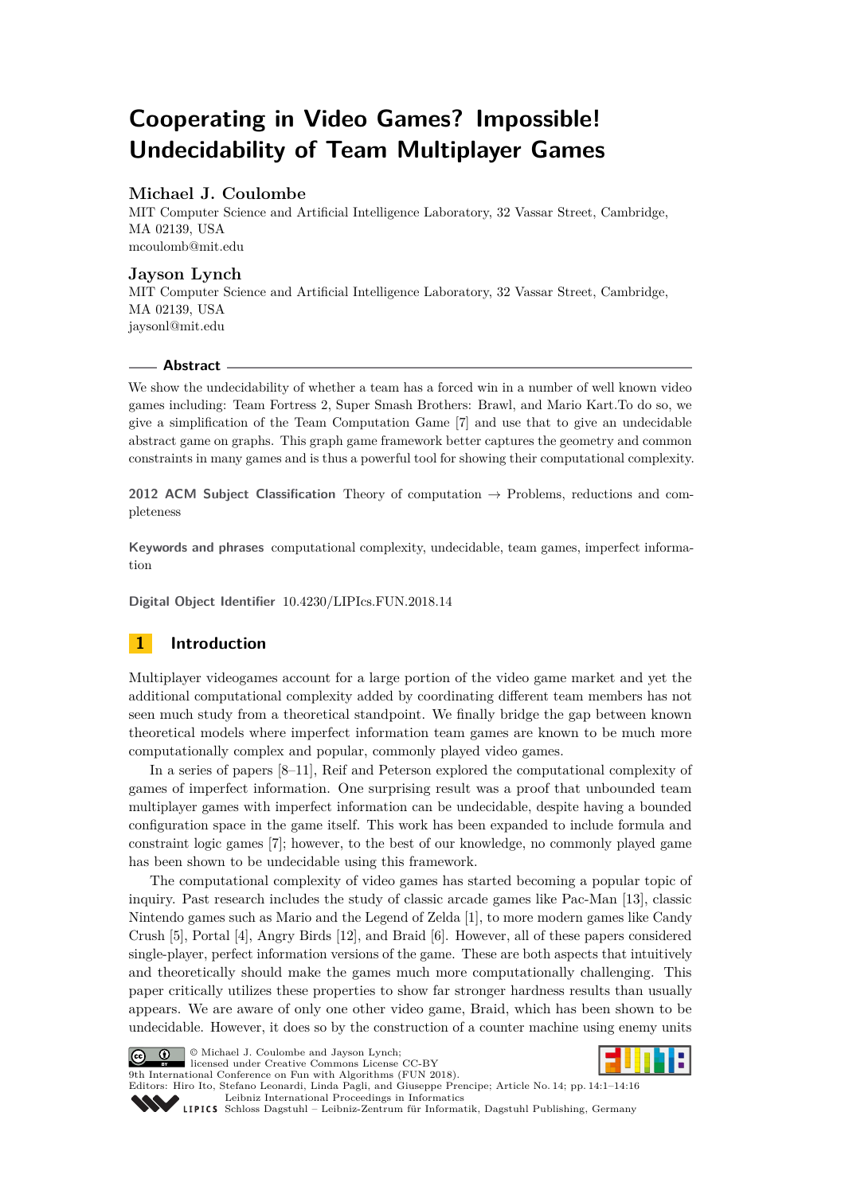# Cooperating in Video Games? Impossible! Undecidability of Team Multiplayer Games

**Michael J. Coulombe**
MIT Computer Science and Artificial Intelligence Laboratory, 32 Vassar Street, Cambridge, MA 02139, USA
mcoulomb@mit.edu

**Jayson Lynch**
MIT Computer Science and Artificial Intelligence Laboratory, 32 Vassar Street, Cambridge, MA 02139, USA
jaysonl@mit.edu

## Abstract

We show the undecidability of whether a team has a forced win in a number of well known video games including: Team Fortress 2, Super Smash Brothers: Brawl, and Mario Kart.To do so, we give a simplification of the Team Computation Game [7] and use that to give an undecidable abstract game on graphs. This graph game framework better captures the geometry and common constraints in many games and is thus a powerful tool for showing their computational complexity.

**2012 ACM Subject Classification** Theory of computation → Problems, reductions and completeness

**Keywords and phrases** computational complexity, undecidable, team games, imperfect information

**Digital Object Identifier** 10.4230/LIPIcs.FUN.2018.14

## 1 Introduction

Multiplayer videogames account for a large portion of the video game market and yet the additional computational complexity added by coordinating different team members has not seen much study from a theoretical standpoint. We finally bridge the gap between known theoretical models where imperfect information team games are known to be much more computationally complex and popular, commonly played video games.

In a series of papers [8–11], Reif and Peterson explored the computational complexity of games of imperfect information. One surprising result was a proof that unbounded team multiplayer games with imperfect information can be undecidable, despite having a bounded configuration space in the game itself. This work has been expanded to include formula and constraint logic games [7]; however, to the best of our knowledge, no commonly played game has been shown to be undecidable using this framework.

The computational complexity of video games has started becoming a popular topic of inquiry. Past research includes the study of classic arcade games like Pac-Man [13], classic Nintendo games such as Mario and the Legend of Zelda [1], to more modern games like Candy Crush [5], Portal [4], Angry Birds [12], and Braid [6]. However, all of these papers considered single-player, perfect information versions of the game. These are both aspects that intuitively and theoretically should make the games much more computationally challenging. This paper critically utilizes these properties to show far stronger hardness results than usually appears. We are aware of only one other video game, Braid, which has been shown to be undecidable. However, it does so by the construction of a counter machine using enemy units

© Michael J. Coulombe and Jayson Lynch;
licensed under Creative Commons License CC-BY
9th International Conference on Fun with Algorithms (FUN 2018).
Editors: Hiro Ito, Stefano Leonardi, Linda Pagli, and Giuseppe Prencipe; Article No. 14; pp. 14:1–14:16
Leibniz International Proceedings in Informatics
Schloss Dagstuhl – Leibniz-Zentrum für Informatik, Dagstuhl Publishing, Germany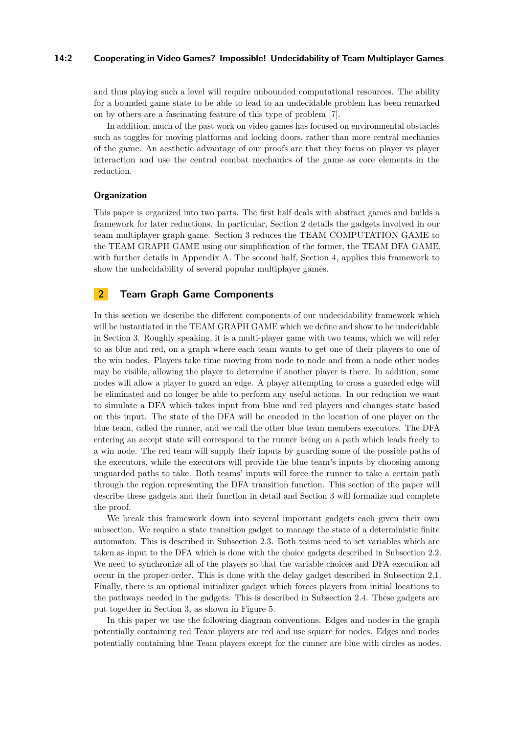and thus playing such a level will require unbounded computational resources. The ability for a bounded game state to be able to lead to an undecidable problem has been remarked on by others are a fascinating feature of this type of problem [7].

In addition, much of the past work on video games has focused on environmental obstacles such as toggles for moving platforms and locking doors, rather than more central mechanics of the game. An aesthetic advantage of our proofs are that they focus on player vs player interaction and use the central combat mechanics of the game as core elements in the reduction.

### Organization

This paper is organized into two parts. The first half deals with abstract games and builds a framework for later reductions. In particular, Section 2 details the gadgets involved in our team multiplayer graph game. Section 3 reduces the TEAM COMPUTATION GAME to the TEAM GRAPH GAME using our simplification of the former, the TEAM DFA GAME, with further details in Appendix A. The second half, Section 4, applies this framework to show the undecidability of several popular multiplayer games.

## 2 Team Graph Game Components

In this section we describe the different components of our undecidability framework which will be instantiated in the TEAM GRAPH GAME which we define and show to be undecidable in Section 3. Roughly speaking, it is a multi-player game with two teams, which we will refer to as blue and red, on a graph where each team wants to get one of their players to one of the win nodes. Players take time moving from node to node and from a node other nodes may be visible, allowing the player to determine if another player is there. In addition, some nodes will allow a player to guard an edge. A player attempting to cross a guarded edge will be eliminated and no longer be able to perform any useful actions. In our reduction we want to simulate a DFA which takes input from blue and red players and changes state based on this input. The state of the DFA will be encoded in the location of one player on the blue team, called the runner, and we call the other blue team members executors. The DFA entering an accept state will correspond to the runner being on a path which leads freely to a win node. The red team will supply their inputs by guarding some of the possible paths of the executors, while the executors will provide the blue team's inputs by choosing among unguarded paths to take. Both teams' inputs will force the runner to take a certain path through the region representing the DFA transition function. This section of the paper will describe these gadgets and their function in detail and Section 3 will formalize and complete the proof.

We break this framework down into several important gadgets each given their own subsection. We require a state transition gadget to manage the state of a deterministic finite automaton. This is described in Subsection 2.3. Both teams need to set variables which are taken as input to the DFA which is done with the choice gadgets described in Subsection 2.2. We need to synchronize all of the players so that the variable choices and DFA execution all occur in the proper order. This is done with the delay gadget described in Subsection 2.1. Finally, there is an optional initializer gadget which forces players from initial locations to the pathways needed in the gadgets. This is described in Subsection 2.4. These gadgets are put together in Section 3, as shown in Figure 5.

In this paper we use the following diagram conventions. Edges and nodes in the graph potentially containing red Team players are red and use square for nodes. Edges and nodes potentially containing blue Team players except for the runner are blue with circles as nodes.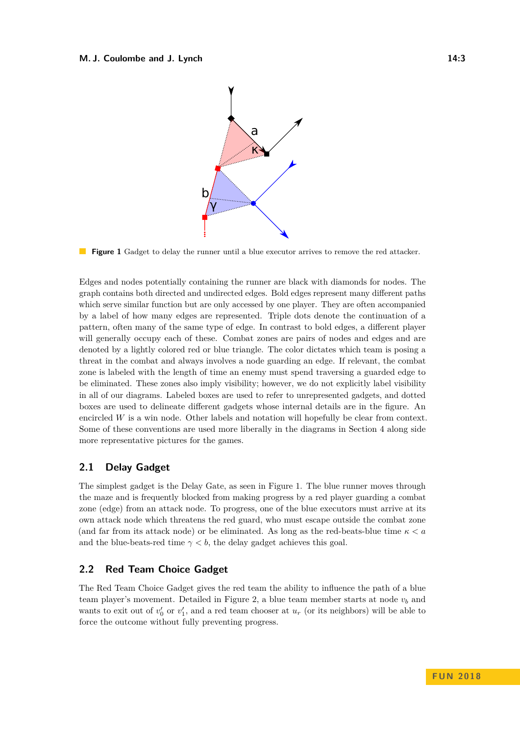**Figure 1** Gadget to delay the runner until a blue executor arrives to remove the red attacker.

Edges and nodes potentially containing the runner are black with diamonds for nodes. The graph contains both directed and undirected edges. Bold edges represent many different paths which serve similar function but are only accessed by one player. They are often accompanied by a label of how many edges are represented. Triple dots denote the continuation of a pattern, often many of the same type of edge. In contrast to bold edges, a different player will generally occupy each of these. Combat zones are pairs of nodes and edges and are denoted by a lightly colored red or blue triangle. The color dictates which team is posing a threat in the combat and always involves a node guarding an edge. If relevant, the combat zone is labeled with the length of time an enemy must spend traversing a guarded edge to be eliminated. These zones also imply visibility; however, we do not explicitly label visibility in all of our diagrams. Labeled boxes are used to refer to unrepresented gadgets, and dotted boxes are used to delineate different gadgets whose internal details are in the figure. An encircled $W$ is a win node. Other labels and notation will hopefully be clear from context. Some of these conventions are used more liberally in the diagrams in Section 4 along side more representative pictures for the games.

## 2.1 Delay Gadget

The simplest gadget is the Delay Gate, as seen in Figure 1. The blue runner moves through the maze and is frequently blocked from making progress by a red player guarding a combat zone (edge) from an attack node. To progress, one of the blue executors must arrive at its own attack node which threatens the red guard, who must escape outside the combat zone (and far from its attack node) or be eliminated. As long as the red-beats-blue time $\kappa < a$ and the blue-beats-red time $\gamma < b$, the delay gadget achieves this goal.

## 2.2 Red Team Choice Gadget

The Red Team Choice Gadget gives the red team the ability to influence the path of a blue team player's movement. Detailed in Figure 2, a blue team member starts at node $v_b$ and wants to exit out of $v_0'$ or $v_1'$, and a red team chooser at $u_r$ (or its neighbors) will be able to force the outcome without fully preventing progress.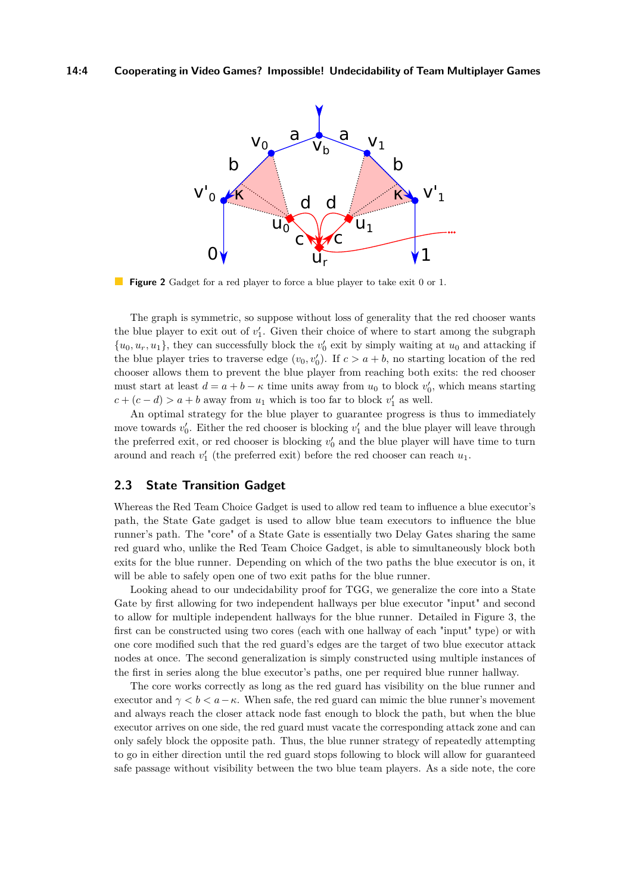**Figure 2** Gadget for a red player to force a blue player to take exit 0 or 1.

The graph is symmetric, so suppose without loss of generality that the red chooser wants the blue player to exit out of $v'_1$. Given their choice of where to start among the subgraph $\{u_0, u_r, u_1\}$, they can successfully block the $v'_0$ exit by simply waiting at $u_0$ and attacking if the blue player tries to traverse edge $(v_0, v'_0)$. If $c > a + b$, no starting location of the red chooser allows them to prevent the blue player from reaching both exits: the red chooser must start at least $d = a + b - \kappa$ time units away from $u_0$ to block $v'_0$, which means starting $c + (c - d) > a + b$ away from $u_1$ which is too far to block $v'_1$ as well.

An optimal strategy for the blue player to guarantee progress is thus to immediately move towards $v'_0$. Either the red chooser is blocking $v'_1$ and the blue player will leave through the preferred exit, or red chooser is blocking $v'_0$ and the blue player will have time to turn around and reach $v'_1$ (the preferred exit) before the red chooser can reach $u_1$.

## 2.3 State Transition Gadget

Whereas the Red Team Choice Gadget is used to allow red team to influence a blue executor's path, the State Gate gadget is used to allow blue team executors to influence the blue runner's path. The "core" of a State Gate is essentially two Delay Gates sharing the same red guard who, unlike the Red Team Choice Gadget, is able to simultaneously block both exits for the blue runner. Depending on which of the two paths the blue executor is on, it will be able to safely open one of two exit paths for the blue runner.

Looking ahead to our undecidability proof for TGG, we generalize the core into a State Gate by first allowing for two independent hallways per blue executor "input" and second to allow for multiple independent hallways for the blue runner. Detailed in Figure 3, the first can be constructed using two cores (each with one hallway of each "input" type) or with one core modified such that the red guard's edges are the target of two blue executor attack nodes at once. The second generalization is simply constructed using multiple instances of the first in series along the blue executor's paths, one per required blue runner hallway.

The core works correctly as long as the red guard has visibility on the blue runner and executor and $\gamma < b < a - \kappa$. When safe, the red guard can mimic the blue runner's movement and always reach the closer attack node fast enough to block the path, but when the blue executor arrives on one side, the red guard must vacate the corresponding attack zone and can only safely block the opposite path. Thus, the blue runner strategy of repeatedly attempting to go in either direction until the red guard stops following to block will allow for guaranteed safe passage without visibility between the two blue team players. As a side note, the core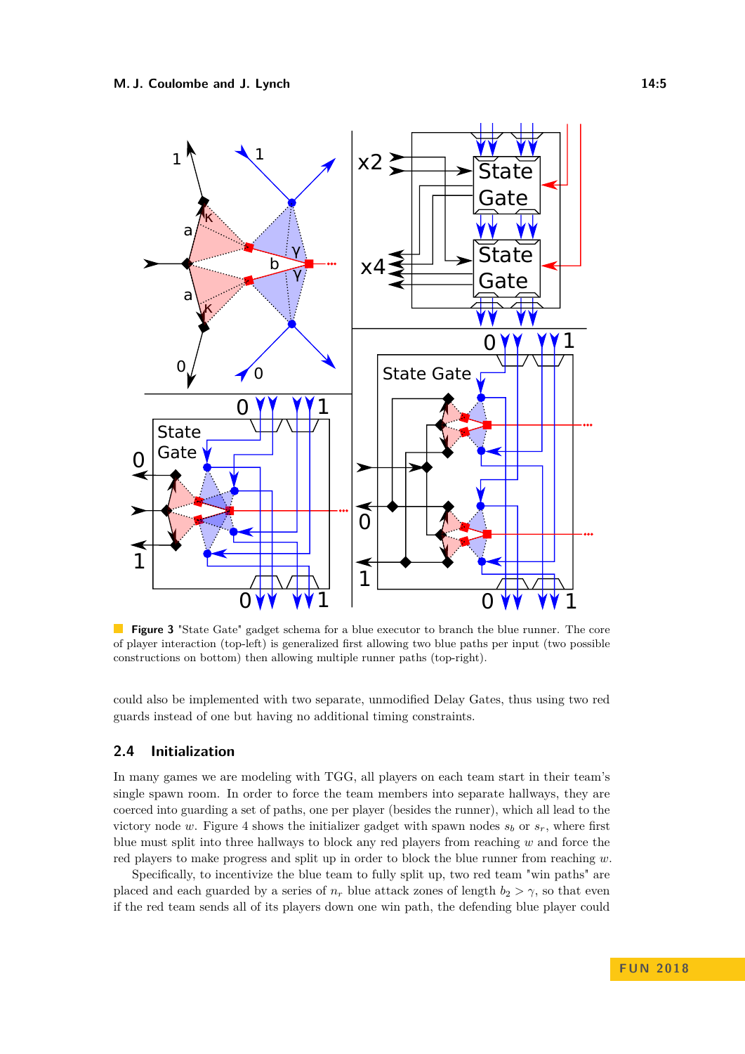**Figure 3** "State Gate" gadget schema for a blue executor to branch the blue runner. The core of player interaction (top-left) is generalized first allowing two blue paths per input (two possible constructions on bottom) then allowing multiple runner paths (top-right).

could also be implemented with two separate, unmodified Delay Gates, thus using two red guards instead of one but having no additional timing constraints.

## 2.4 Initialization

In many games we are modeling with TGG, all players on each team start in their team's single spawn room. In order to force the team members into separate hallways, they are coerced into guarding a set of paths, one per player (besides the runner), which all lead to the victory node $w$. Figure 4 shows the initializer gadget with spawn nodes $s_b$ or $s_r$, where first blue must split into three hallways to block any red players from reaching $w$ and force the red players to make progress and split up in order to block the blue runner from reaching $w$.

Specifically, to incentivize the blue team to fully split up, two red team "win paths" are placed and each guarded by a series of $n_r$ blue attack zones of length $b_2 > \gamma$, so that even if the red team sends all of its players down one win path, the defending blue player could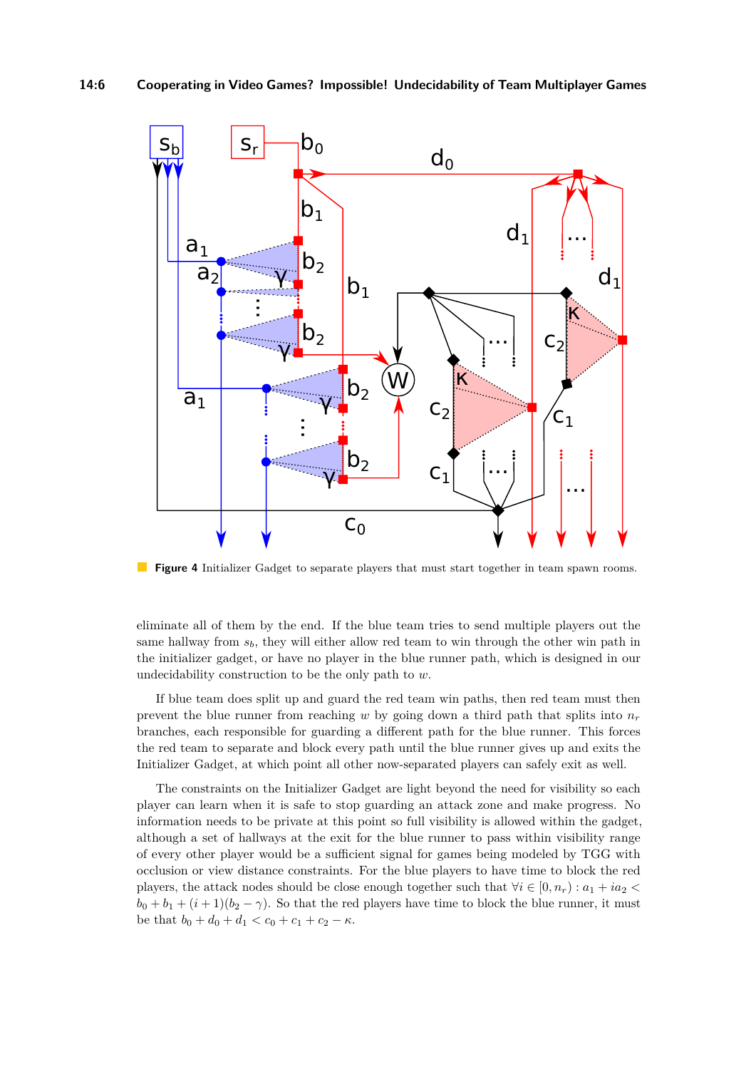**Figure 4** Initializer Gadget to separate players that must start together in team spawn rooms.

eliminate all of them by the end. If the blue team tries to send multiple players out the same hallway from $s_b$, they will either allow red team to win through the other win path in the initializer gadget, or have no player in the blue runner path, which is designed in our undecidability construction to be the only path to $w$.

If blue team does split up and guard the red team win paths, then red team must then prevent the blue runner from reaching $w$ by going down a third path that splits into $n_r$ branches, each responsible for guarding a different path for the blue runner. This forces the red team to separate and block every path until the blue runner gives up and exits the Initializer Gadget, at which point all other now-separated players can safely exit as well.

The constraints on the Initializer Gadget are light beyond the need for visibility so each player can learn when it is safe to stop guarding an attack zone and make progress. No information needs to be private at this point so full visibility is allowed within the gadget, although a set of hallways at the exit for the blue runner to pass within visibility range of every other player would be a sufficient signal for games being modeled by TGG with occlusion or view distance constraints. For the blue players to have time to block the red players, the attack nodes should be close enough together such that $\forall i \in [0, n_r) : a_1 + ia_2 < b_0 + b_1 + (i+1)(b_2 - \gamma)$. So that the red players have time to block the blue runner, it must be that $b_0 + d_0 + d_1 < c_0 + c_1 + c_2 - \kappa$.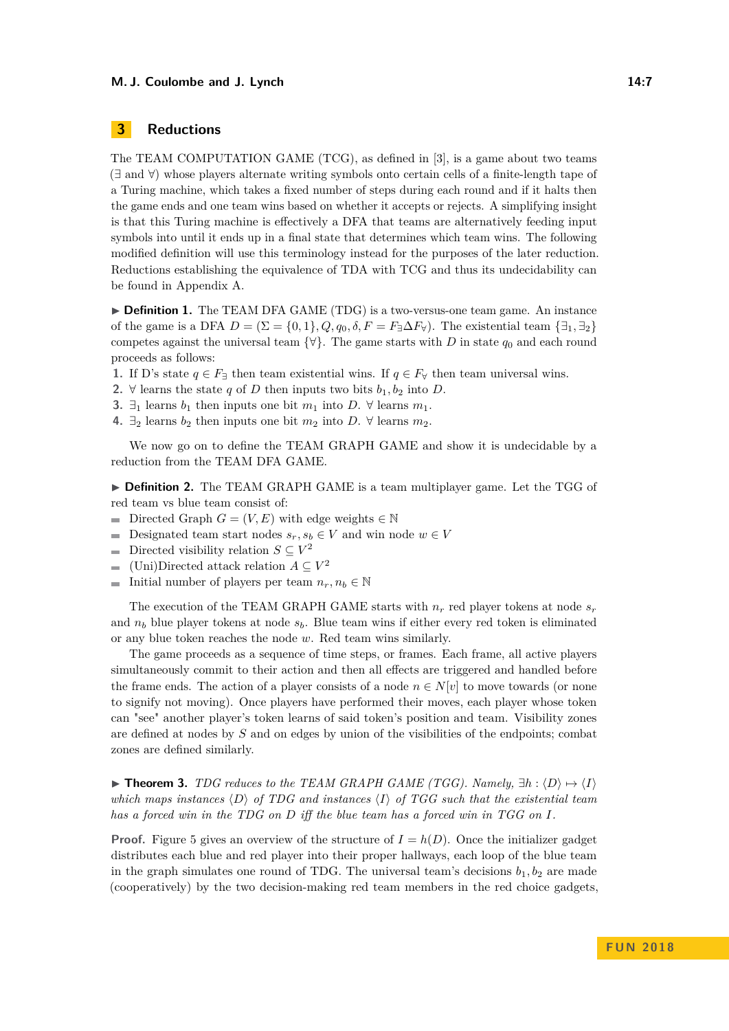## 3 Reductions

The TEAM COMPUTATION GAME (TCG), as defined in [3], is a game about two teams ($\exists$ and $\forall$) whose players alternate writing symbols onto certain cells of a finite-length tape of a Turing machine, which takes a fixed number of steps during each round and if it halts then the game ends and one team wins based on whether it accepts or rejects. A simplifying insight is that this Turing machine is effectively a DFA that teams are alternatively feeding input symbols into until it ends up in a final state that determines which team wins. The following modified definition will use this terminology instead for the purposes of the later reduction. Reductions establishing the equivalence of TDA with TCG and thus its undecidability can be found in Appendix A.

▶ **Definition 1.** The TEAM DFA GAME (TDG) is a two-versus-one team game. An instance of the game is a DFA $D = (\Sigma = \{0, 1\}, Q, q_0, \delta, F = F_\exists \Delta F_\forall)$. The existential team $\{\exists_1, \exists_2\}$ competes against the universal team $\{\forall\}$. The game starts with $D$ in state $q_0$ and each round proceeds as follows:

1. If D's state $q \in F_\exists$ then team existential wins. If $q \in F_\forall$ then team universal wins.
2. $\forall$ learns the state $q$ of $D$ then inputs two bits $b_1, b_2$ into $D$.
3. $\exists_1$ learns $b_1$ then inputs one bit $m_1$ into $D$. $\forall$ learns $m_1$.
4. $\exists_2$ learns $b_2$ then inputs one bit $m_2$ into $D$. $\forall$ learns $m_2$.

We now go on to define the TEAM GRAPH GAME and show it is undecidable by a reduction from the TEAM DFA GAME.

▶ **Definition 2.** The TEAM GRAPH GAME is a team multiplayer game. Let the TGG of red team vs blue team consist of:

- Directed Graph $G = (V, E)$ with edge weights $\in \mathbb{N}$
- Designated team start nodes $s_r, s_b \in V$ and win node $w \in V$
- Directed visibility relation $S \subseteq V^2$
- (Uni)Directed attack relation $A \subseteq V^2$
- Initial number of players per team $n_r, n_b \in \mathbb{N}$

The execution of the TEAM GRAPH GAME starts with $n_r$ red player tokens at node $s_r$ and $n_b$ blue player tokens at node $s_b$. Blue team wins if either every red token is eliminated or any blue token reaches the node $w$. Red team wins similarly.

The game proceeds as a sequence of time steps, or frames. Each frame, all active players simultaneously commit to their action and then all effects are triggered and handled before the frame ends. The action of a player consists of a node $n \in N[v]$ to move towards (or none to signify not moving). Once players have performed their moves, each player whose token can "see" another player's token learns of said token's position and team. Visibility zones are defined at nodes by $S$ and on edges by union of the visibilities of the endpoints; combat zones are defined similarly.

▶ **Theorem 3.** *TDG reduces to the TEAM GRAPH GAME (TGG). Namely, $\exists h : \langle D \rangle \mapsto \langle I \rangle$ which maps instances $\langle D \rangle$ of TDG and instances $\langle I \rangle$ of TGG such that the existential team has a forced win in the TDG on $D$ iff the blue team has a forced win in TGG on $I$.*

**Proof.** Figure 5 gives an overview of the structure of $I = h(D)$. Once the initializer gadget distributes each blue and red player into their proper hallways, each loop of the blue team in the graph simulates one round of TDG. The universal team's decisions $b_1, b_2$ are made (cooperatively) by the two decision-making red team members in the red choice gadgets,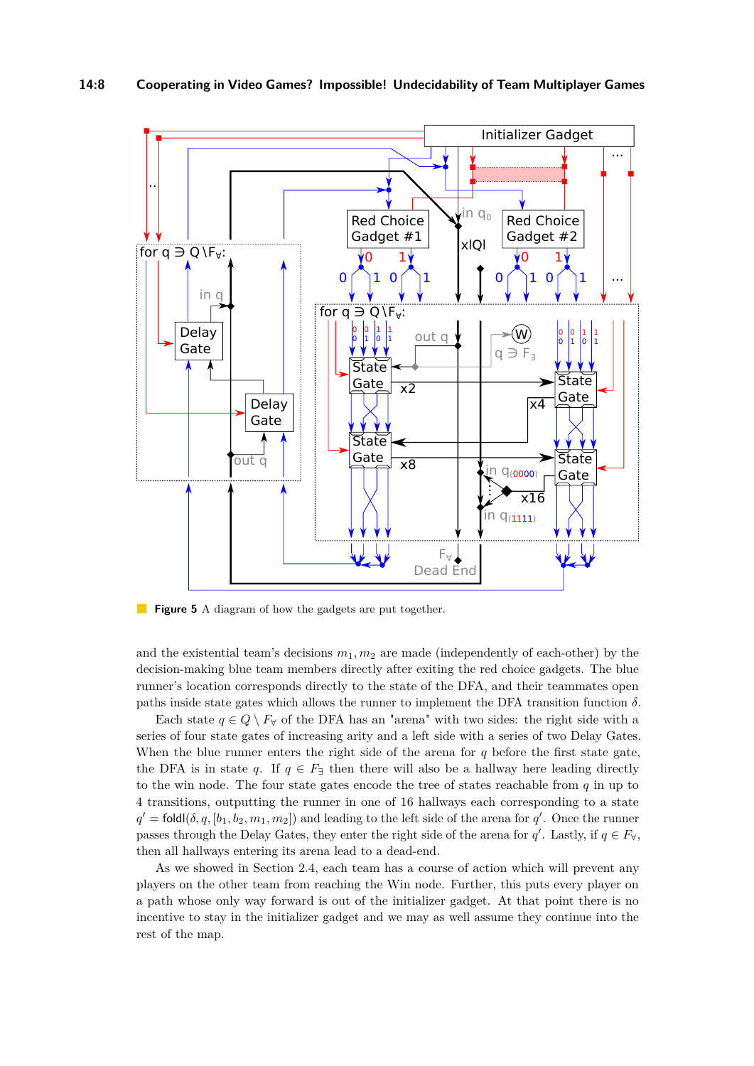**Figure 5** A diagram of how the gadgets are put together.

and the existential team's decisions $m_1, m_2$ are made (independently of each-other) by the decision-making blue team members directly after exiting the red choice gadgets. The blue runner's location corresponds directly to the state of the DFA, and their teammates open paths inside state gates which allows the runner to implement the DFA transition function $\delta$.

Each state $q \in Q \setminus F_\forall$ of the DFA has an "arena" with two sides: the right side with a series of four state gates of increasing arity and a left side with a series of two Delay Gates. When the blue runner enters the right side of the arena for $q$ before the first state gate, the DFA is in state $q$. If $q \in F_\exists$ then there will also be a hallway here leading directly to the win node. The four state gates encode the tree of states reachable from $q$ in up to 4 transitions, outputting the runner in one of 16 hallways each corresponding to a state $q' = \mathsf{foldl}(\delta, q, [b_1, b_2, m_1, m_2])$ and leading to the left side of the arena for $q'$. Once the runner passes through the Delay Gates, they enter the right side of the arena for $q'$. Lastly, if $q \in F_\forall$, then all hallways entering its arena lead to a dead-end.

As we showed in Section 2.4, each team has a course of action which will prevent any players on the other team from reaching the Win node. Further, this puts every player on a path whose only way forward is out of the initializer gadget. At that point there is no incentive to stay in the initializer gadget and we may as well assume they continue into the rest of the map.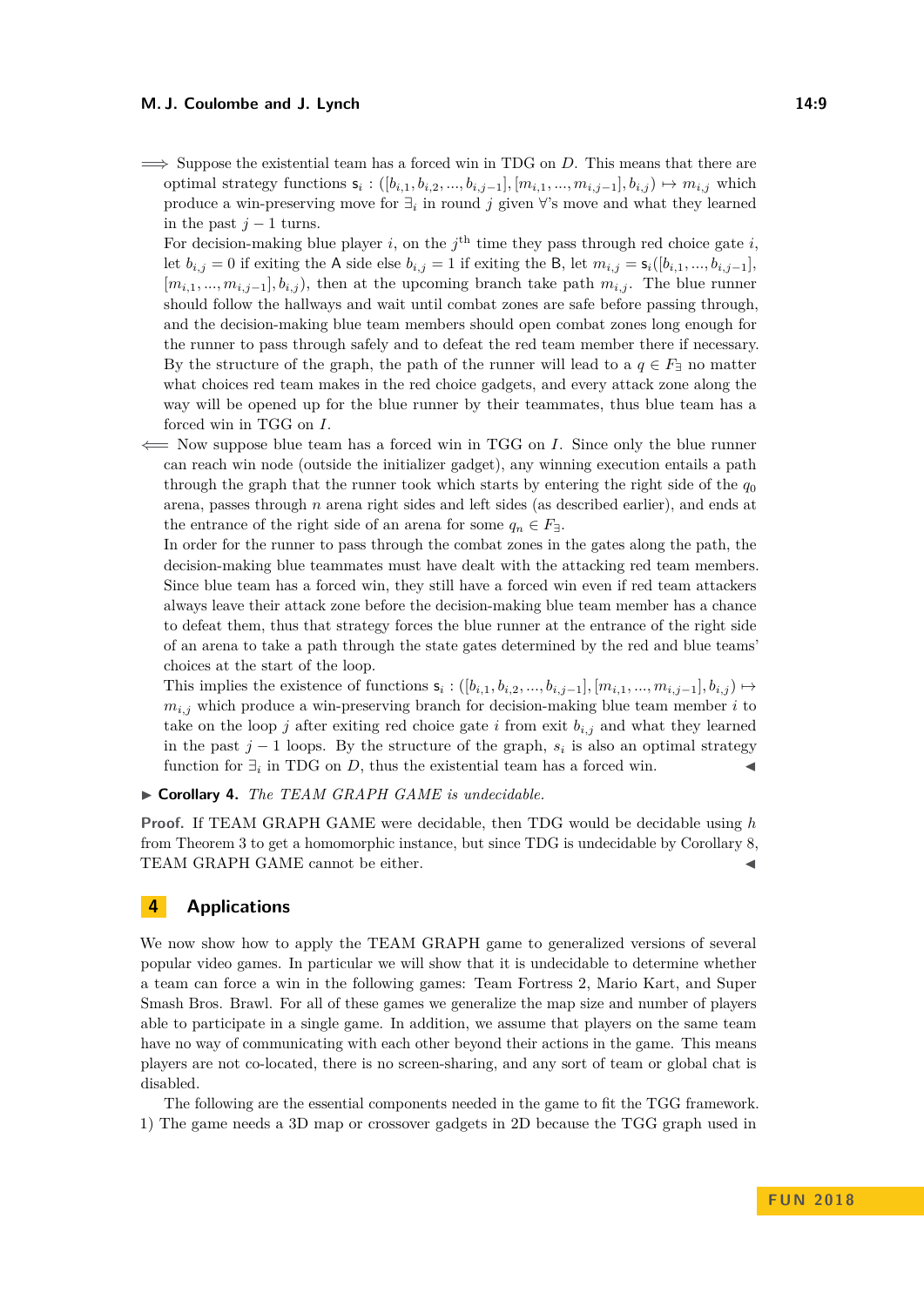$\Longrightarrow$ Suppose the existential team has a forced win in TDG on $D$. This means that there are optimal strategy functions $\mathsf{s}_i : ([b_{i,1}, b_{i,2}, ..., b_{i,j-1}], [m_{i,1}, ..., m_{i,j-1}], b_{i,j}) \mapsto m_{i,j}$ which produce a win-preserving move for $\exists_i$ in round $j$ given $\forall$'s move and what they learned in the past $j-1$ turns.

For decision-making blue player $i$, on the $j^{\text{th}}$ time they pass through red choice gate $i$, let $b_{i,j} = 0$ if exiting the $\mathsf{A}$ side else $b_{i,j} = 1$ if exiting the $\mathsf{B}$, let $m_{i,j} = \mathsf{s}_i([b_{i,1}, ..., b_{i,j-1}], [m_{i,1}, ..., m_{i,j-1}], b_{i,j})$, then at the upcoming branch take path $m_{i,j}$. The blue runner should follow the hallways and wait until combat zones are safe before passing through, and the decision-making blue team members should open combat zones long enough for the runner to pass through safely and to defeat the red team member there if necessary. By the structure of the graph, the path of the runner will lead to a $q \in F_\exists$ no matter what choices red team makes in the red choice gadgets, and every attack zone along the way will be opened up for the blue runner by their teammates, thus blue team has a forced win in TGG on $I$.

$\Longleftarrow$ Now suppose blue team has a forced win in TGG on $I$. Since only the blue runner can reach win node (outside the initializer gadget), any winning execution entails a path through the graph that the runner took which starts by entering the right side of the $q_0$ arena, passes through $n$ arena right sides and left sides (as described earlier), and ends at the entrance of the right side of an arena for some $q_n \in F_\exists$.

In order for the runner to pass through the combat zones in the gates along the path, the decision-making blue teammates must have dealt with the attacking red team members. Since blue team has a forced win, they still have a forced win even if red team attackers always leave their attack zone before the decision-making blue team member has a chance to defeat them, thus that strategy forces the blue runner at the entrance of the right side of an arena to take a path through the state gates determined by the red and blue teams' choices at the start of the loop.

This implies the existence of functions $\mathsf{s}_i : ([b_{i,1}, b_{i,2}, ..., b_{i,j-1}], [m_{i,1}, ..., m_{i,j-1}], b_{i,j}) \mapsto m_{i,j}$ which produce a win-preserving branch for decision-making blue team member $i$ to take on the loop $j$ after exiting red choice gate $i$ from exit $b_{i,j}$ and what they learned in the past $j-1$ loops. By the structure of the graph, $s_i$ is also an optimal strategy function for $\exists_i$ in TDG on $D$, thus the existential team has a forced win. ◀

▶ **Corollary 4.** *The TEAM GRAPH GAME is undecidable.*

**Proof.** If TEAM GRAPH GAME were decidable, then TDG would be decidable using $h$ from Theorem 3 to get a homomorphic instance, but since TDG is undecidable by Corollary 8, TEAM GRAPH GAME cannot be either. ◀

## 4 Applications

We now show how to apply the TEAM GRAPH game to generalized versions of several popular video games. In particular we will show that it is undecidable to determine whether a team can force a win in the following games: Team Fortress 2, Mario Kart, and Super Smash Bros. Brawl. For all of these games we generalize the map size and number of players able to participate in a single game. In addition, we assume that players on the same team have no way of communicating with each other beyond their actions in the game. This means players are not co-located, there is no screen-sharing, and any sort of team or global chat is disabled.

The following are the essential components needed in the game to fit the TGG framework. 1) The game needs a 3D map or crossover gadgets in 2D because the TGG graph used in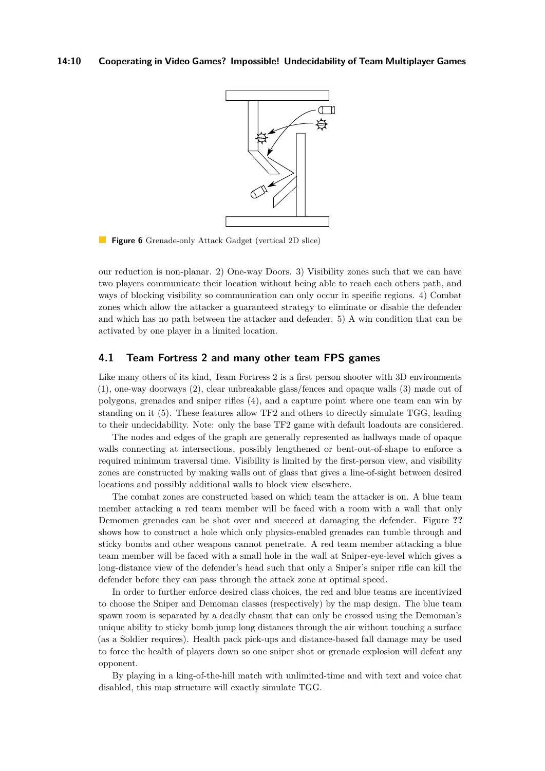**Figure 6** Grenade-only Attack Gadget (vertical 2D slice)

our reduction is non-planar. 2) One-way Doors. 3) Visibility zones such that we can have two players communicate their location without being able to reach each others path, and ways of blocking visibility so communication can only occur in specific regions. 4) Combat zones which allow the attacker a guaranteed strategy to eliminate or disable the defender and which has no path between the attacker and defender. 5) A win condition that can be activated by one player in a limited location.

## 4.1 Team Fortress 2 and many other team FPS games

Like many others of its kind, Team Fortress 2 is a first person shooter with 3D environments (1), one-way doorways (2), clear unbreakable glass/fences and opaque walls (3) made out of polygons, grenades and sniper rifles (4), and a capture point where one team can win by standing on it (5). These features allow TF2 and others to directly simulate TGG, leading to their undecidability. Note: only the base TF2 game with default loadouts are considered.

The nodes and edges of the graph are generally represented as hallways made of opaque walls connecting at intersections, possibly lengthened or bent-out-of-shape to enforce a required minimum traversal time. Visibility is limited by the first-person view, and visibility zones are constructed by making walls out of glass that gives a line-of-sight between desired locations and possibly additional walls to block view elsewhere.

The combat zones are constructed based on which team the attacker is on. A blue team member attacking a red team member will be faced with a room with a wall that only Demomen grenades can be shot over and succeed at damaging the defender. Figure **??** shows how to construct a hole which only physics-enabled grenades can tumble through and sticky bombs and other weapons cannot penetrate. A red team member attacking a blue team member will be faced with a small hole in the wall at Sniper-eye-level which gives a long-distance view of the defender's head such that only a Sniper's sniper rifle can kill the defender before they can pass through the attack zone at optimal speed.

In order to further enforce desired class choices, the red and blue teams are incentivized to choose the Sniper and Demoman classes (respectively) by the map design. The blue team spawn room is separated by a deadly chasm that can only be crossed using the Demoman's unique ability to sticky bomb jump long distances through the air without touching a surface (as a Soldier requires). Health pack pick-ups and distance-based fall damage may be used to force the health of players down so one sniper shot or grenade explosion will defeat any opponent.

By playing in a king-of-the-hill match with unlimited-time and with text and voice chat disabled, this map structure will exactly simulate TGG.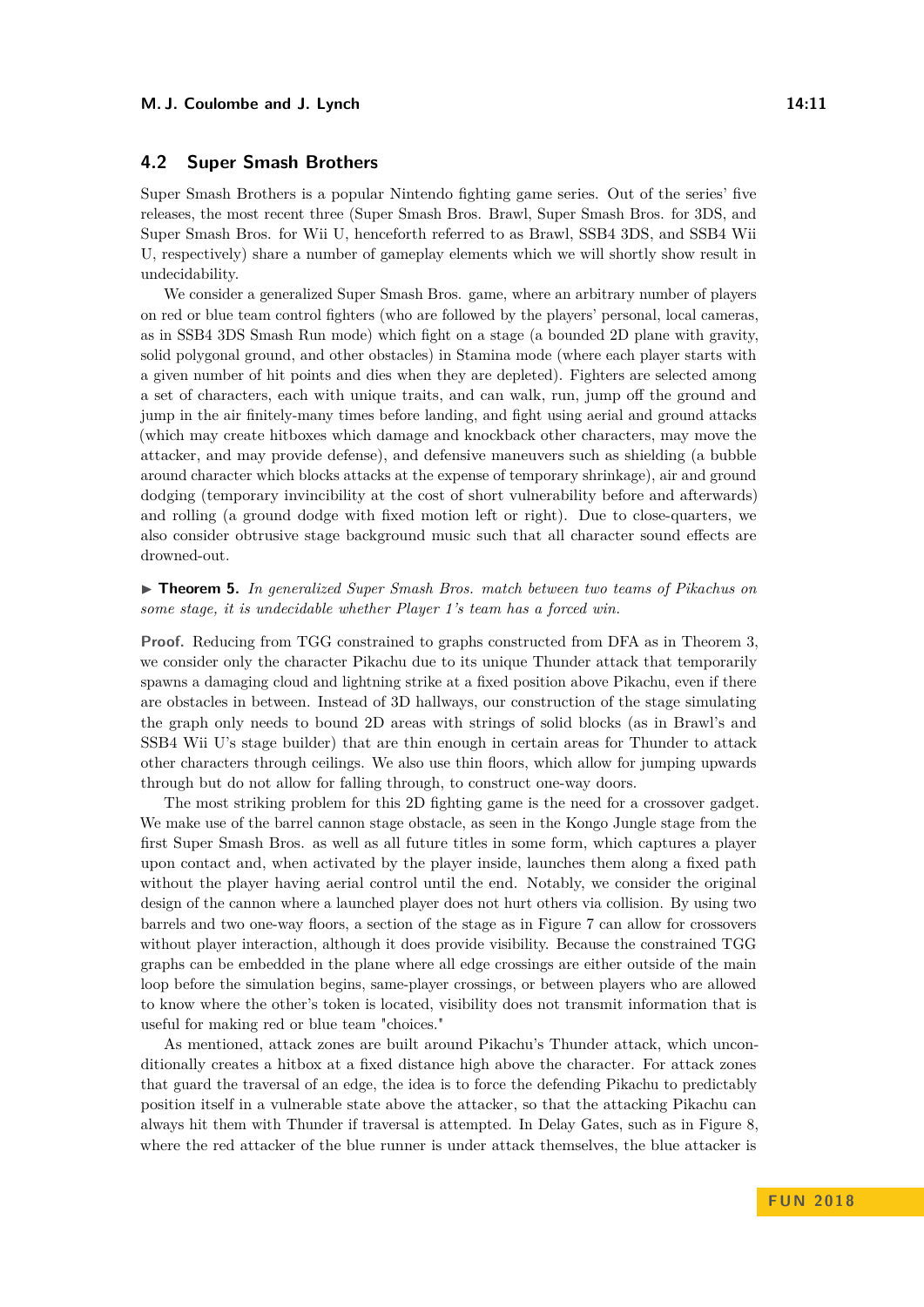## 4.2 Super Smash Brothers

Super Smash Brothers is a popular Nintendo fighting game series. Out of the series' five releases, the most recent three (Super Smash Bros. Brawl, Super Smash Bros. for 3DS, and Super Smash Bros. for Wii U, henceforth referred to as Brawl, SSB4 3DS, and SSB4 Wii U, respectively) share a number of gameplay elements which we will shortly show result in undecidability.

We consider a generalized Super Smash Bros. game, where an arbitrary number of players on red or blue team control fighters (who are followed by the players' personal, local cameras, as in SSB4 3DS Smash Run mode) which fight on a stage (a bounded 2D plane with gravity, solid polygonal ground, and other obstacles) in Stamina mode (where each player starts with a given number of hit points and dies when they are depleted). Fighters are selected among a set of characters, each with unique traits, and can walk, run, jump off the ground and jump in the air finitely-many times before landing, and fight using aerial and ground attacks (which may create hitboxes which damage and knockback other characters, may move the attacker, and may provide defense), and defensive maneuvers such as shielding (a bubble around character which blocks attacks at the expense of temporary shrinkage), air and ground dodging (temporary invincibility at the cost of short vulnerability before and afterwards) and rolling (a ground dodge with fixed motion left or right). Due to close-quarters, we also consider obtrusive stage background music such that all character sound effects are drowned-out.

▶ **Theorem 5.** *In generalized Super Smash Bros. match between two teams of Pikachus on some stage, it is undecidable whether Player 1's team has a forced win.*

**Proof.** Reducing from TGG constrained to graphs constructed from DFA as in Theorem 3, we consider only the character Pikachu due to its unique Thunder attack that temporarily spawns a damaging cloud and lightning strike at a fixed position above Pikachu, even if there are obstacles in between. Instead of 3D hallways, our construction of the stage simulating the graph only needs to bound 2D areas with strings of solid blocks (as in Brawl's and SSB4 Wii U's stage builder) that are thin enough in certain areas for Thunder to attack other characters through ceilings. We also use thin floors, which allow for jumping upwards through but do not allow for falling through, to construct one-way doors.

The most striking problem for this 2D fighting game is the need for a crossover gadget. We make use of the barrel cannon stage obstacle, as seen in the Kongo Jungle stage from the first Super Smash Bros. as well as all future titles in some form, which captures a player upon contact and, when activated by the player inside, launches them along a fixed path without the player having aerial control until the end. Notably, we consider the original design of the cannon where a launched player does not hurt others via collision. By using two barrels and two one-way floors, a section of the stage as in Figure 7 can allow for crossovers without player interaction, although it does provide visibility. Because the constrained TGG graphs can be embedded in the plane where all edge crossings are either outside of the main loop before the simulation begins, same-player crossings, or between players who are allowed to know where the other's token is located, visibility does not transmit information that is useful for making red or blue team "choices."

As mentioned, attack zones are built around Pikachu's Thunder attack, which unconditionally creates a hitbox at a fixed distance high above the character. For attack zones that guard the traversal of an edge, the idea is to force the defending Pikachu to predictably position itself in a vulnerable state above the attacker, so that the attacking Pikachu can always hit them with Thunder if traversal is attempted. In Delay Gates, such as in Figure 8, where the red attacker of the blue runner is under attack themselves, the blue attacker is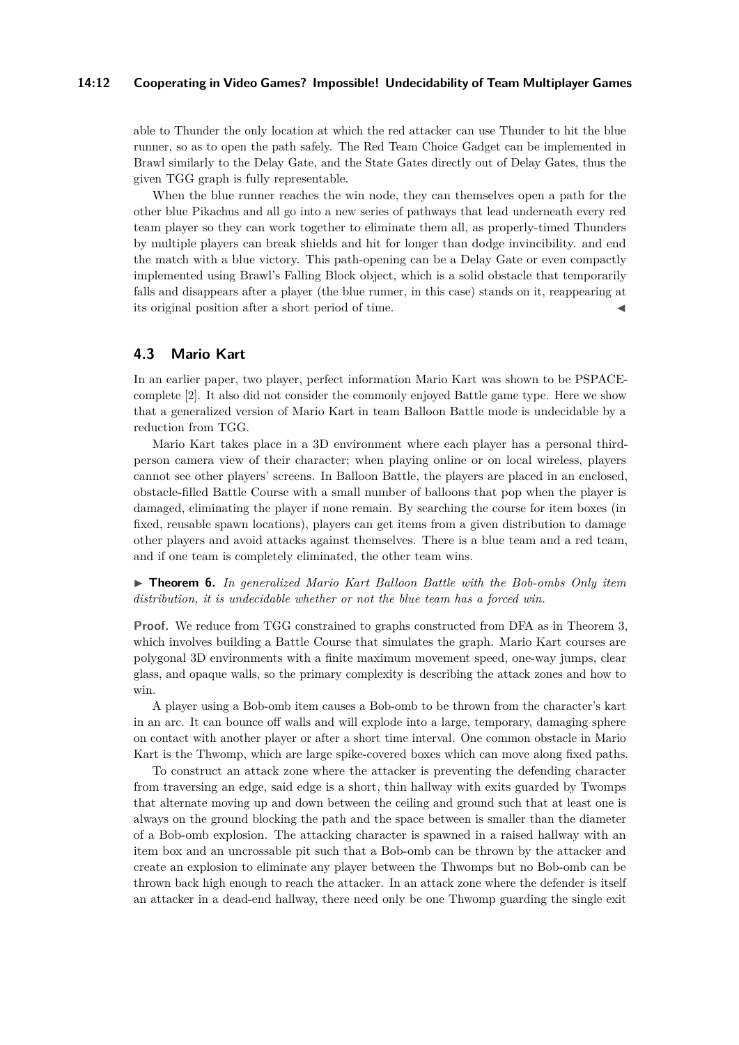able to Thunder the only location at which the red attacker can use Thunder to hit the blue runner, so as to open the path safely. The Red Team Choice Gadget can be implemented in Brawl similarly to the Delay Gate, and the State Gates directly out of Delay Gates, thus the given TGG graph is fully representable.

When the blue runner reaches the win node, they can themselves open a path for the other blue Pikachus and all go into a new series of pathways that lead underneath every red team player so they can work together to eliminate them all, as properly-timed Thunders by multiple players can break shields and hit for longer than dodge invincibility. and end the match with a blue victory. This path-opening can be a Delay Gate or even compactly implemented using Brawl's Falling Block object, which is a solid obstacle that temporarily falls and disappears after a player (the blue runner, in this case) stands on it, reappearing at its original position after a short period of time. ◀

## 4.3 Mario Kart

In an earlier paper, two player, perfect information Mario Kart was shown to be PSPACE-complete [2]. It also did not consider the commonly enjoyed Battle game type. Here we show that a generalized version of Mario Kart in team Balloon Battle mode is undecidable by a reduction from TGG.

Mario Kart takes place in a 3D environment where each player has a personal third-person camera view of their character; when playing online or on local wireless, players cannot see other players' screens. In Balloon Battle, the players are placed in an enclosed, obstacle-filled Battle Course with a small number of balloons that pop when the player is damaged, eliminating the player if none remain. By searching the course for item boxes (in fixed, reusable spawn locations), players can get items from a given distribution to damage other players and avoid attacks against themselves. There is a blue team and a red team, and if one team is completely eliminated, the other team wins.

▶ **Theorem 6.** *In generalized Mario Kart Balloon Battle with the Bob-ombs Only item distribution, it is undecidable whether or not the blue team has a forced win.*

**Proof.** We reduce from TGG constrained to graphs constructed from DFA as in Theorem 3, which involves building a Battle Course that simulates the graph. Mario Kart courses are polygonal 3D environments with a finite maximum movement speed, one-way jumps, clear glass, and opaque walls, so the primary complexity is describing the attack zones and how to win.

A player using a Bob-omb item causes a Bob-omb to be thrown from the character's kart in an arc. It can bounce off walls and will explode into a large, temporary, damaging sphere on contact with another player or after a short time interval. One common obstacle in Mario Kart is the Thwomp, which are large spike-covered boxes which can move along fixed paths.

To construct an attack zone where the attacker is preventing the defending character from traversing an edge, said edge is a short, thin hallway with exits guarded by Twomps that alternate moving up and down between the ceiling and ground such that at least one is always on the ground blocking the path and the space between is smaller than the diameter of a Bob-omb explosion. The attacking character is spawned in a raised hallway with an item box and an uncrossable pit such that a Bob-omb can be thrown by the attacker and create an explosion to eliminate any player between the Thwomps but no Bob-omb can be thrown back high enough to reach the attacker. In an attack zone where the defender is itself an attacker in a dead-end hallway, there need only be one Thwomp guarding the single exit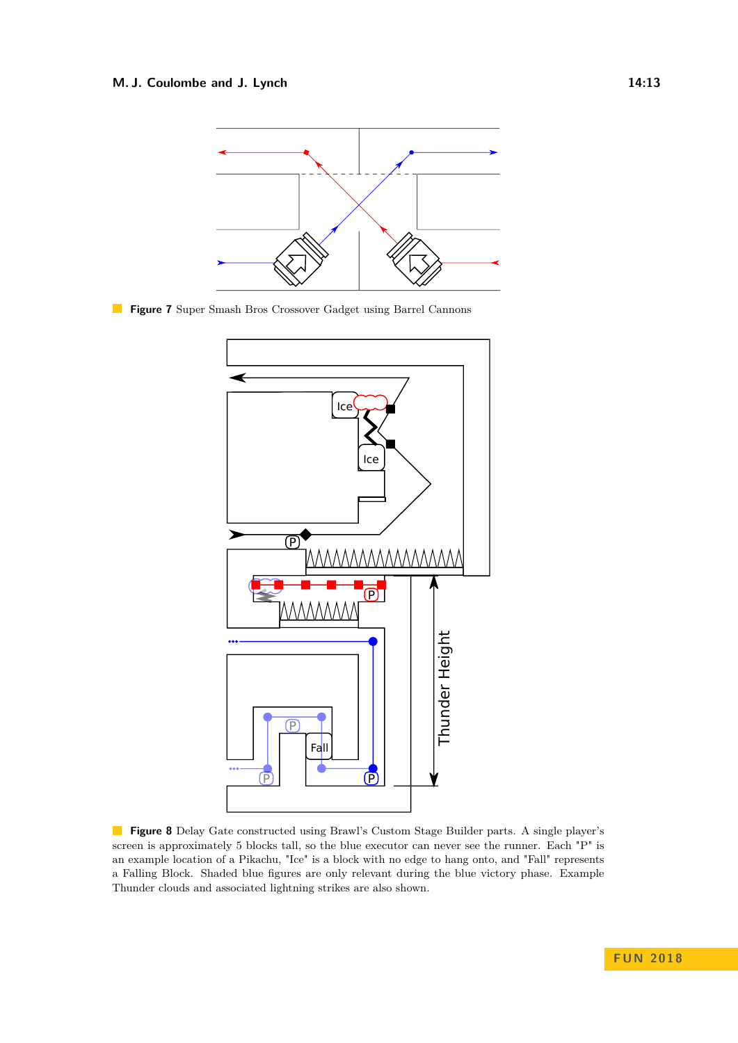**Figure 7** Super Smash Bros Crossover Gadget using Barrel Cannons

**Figure 8** Delay Gate constructed using Brawl's Custom Stage Builder parts. A single player's screen is approximately 5 blocks tall, so the blue executor can never see the runner. Each "P" is an example location of a Pikachu, "Ice" is a block with no edge to hang onto, and "Fall" represents a Falling Block. Shaded blue figures are only relevant during the blue victory phase. Example Thunder clouds and associated lightning strikes are also shown.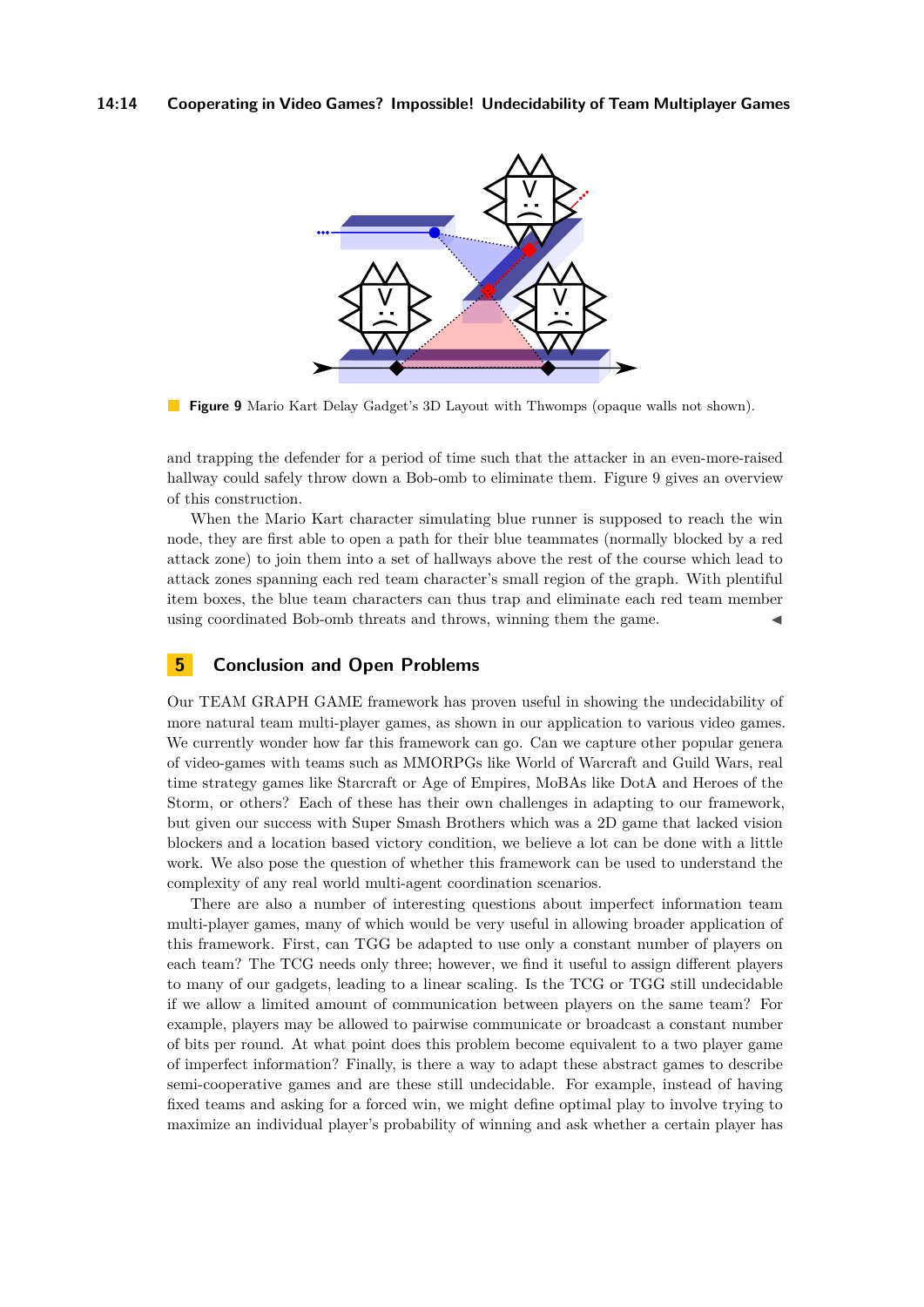**Figure 9** Mario Kart Delay Gadget's 3D Layout with Thwomps (opaque walls not shown).

and trapping the defender for a period of time such that the attacker in an even-more-raised hallway could safely throw down a Bob-omb to eliminate them. Figure 9 gives an overview of this construction.

When the Mario Kart character simulating blue runner is supposed to reach the win node, they are first able to open a path for their blue teammates (normally blocked by a red attack zone) to join them into a set of hallways above the rest of the course which lead to attack zones spanning each red team character's small region of the graph. With plentiful item boxes, the blue team characters can thus trap and eliminate each red team member using coordinated Bob-omb threats and throws, winning them the game. ◀

## 5 Conclusion and Open Problems

Our TEAM GRAPH GAME framework has proven useful in showing the undecidability of more natural team multi-player games, as shown in our application to various video games. We currently wonder how far this framework can go. Can we capture other popular genera of video-games with teams such as MMORPGs like World of Warcraft and Guild Wars, real time strategy games like Starcraft or Age of Empires, MoBAs like DotA and Heroes of the Storm, or others? Each of these has their own challenges in adapting to our framework, but given our success with Super Smash Brothers which was a 2D game that lacked vision blockers and a location based victory condition, we believe a lot can be done with a little work. We also pose the question of whether this framework can be used to understand the complexity of any real world multi-agent coordination scenarios.

There are also a number of interesting questions about imperfect information team multi-player games, many of which would be very useful in allowing broader application of this framework. First, can TGG be adapted to use only a constant number of players on each team? The TCG needs only three; however, we find it useful to assign different players to many of our gadgets, leading to a linear scaling. Is the TCG or TGG still undecidable if we allow a limited amount of communication between players on the same team? For example, players may be allowed to pairwise communicate or broadcast a constant number of bits per round. At what point does this problem become equivalent to a two player game of imperfect information? Finally, is there a way to adapt these abstract games to describe semi-cooperative games and are these still undecidable. For example, instead of having fixed teams and asking for a forced win, we might define optimal play to involve trying to maximize an individual player's probability of winning and ask whether a certain player has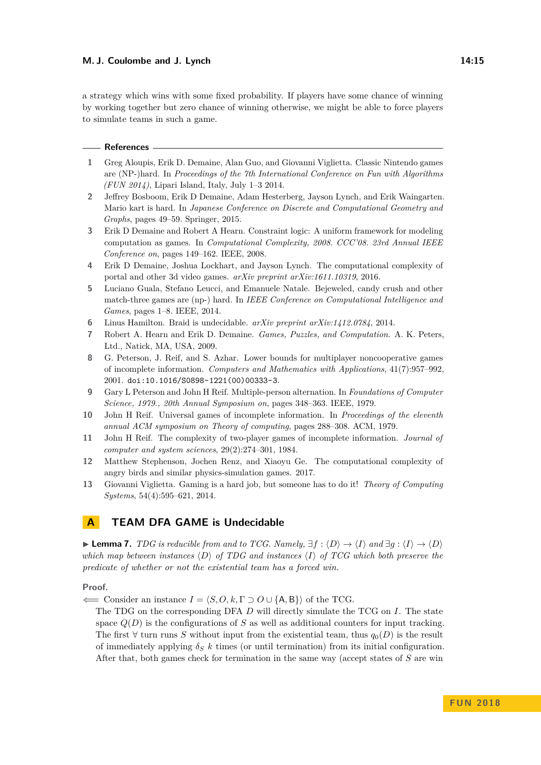a strategy which wins with some fixed probability. If players have some chance of winning by working together but zero chance of winning otherwise, we might be able to force players to simulate teams in such a game.

## References

1. Greg Aloupis, Erik D. Demaine, Alan Guo, and Giovanni Viglietta. Classic Nintendo games are (NP-)hard. In *Proceedings of the 7th International Conference on Fun with Algorithms (FUN 2014)*, Lipari Island, Italy, July 1–3 2014.
2. Jeffrey Bosboom, Erik D Demaine, Adam Hesterberg, Jayson Lynch, and Erik Waingarten. Mario kart is hard. In *Japanese Conference on Discrete and Computational Geometry and Graphs*, pages 49–59. Springer, 2015.
3. Erik D Demaine and Robert A Hearn. Constraint logic: A uniform framework for modeling computation as games. In *Computational Complexity, 2008. CCC'08. 23rd Annual IEEE Conference on*, pages 149–162. IEEE, 2008.
4. Erik D Demaine, Joshua Lockhart, and Jayson Lynch. The computational complexity of portal and other 3d video games. *arXiv preprint arXiv:1611.10319*, 2016.
5. Luciano Guala, Stefano Leucci, and Emanuele Natale. Bejeweled, candy crush and other match-three games are (np-) hard. In *IEEE Conference on Computational Intelligence and Games*, pages 1–8. IEEE, 2014.
6. Linus Hamilton. Braid is undecidable. *arXiv preprint arXiv:1412.0784*, 2014.
7. Robert A. Hearn and Erik D. Demaine. *Games, Puzzles, and Computation*. A. K. Peters, Ltd., Natick, MA, USA, 2009.
8. G. Peterson, J. Reif, and S. Azhar. Lower bounds for multiplayer noncooperative games of incomplete information. *Computers and Mathematics with Applications*, 41(7):957–992, 2001. doi:10.1016/S0898-1221(00)00333-3.
9. Gary L Peterson and John H Reif. Multiple-person alternation. In *Foundations of Computer Science, 1979., 20th Annual Symposium on*, pages 348–363. IEEE, 1979.
10. John H Reif. Universal games of incomplete information. In *Proceedings of the eleventh annual ACM symposium on Theory of computing*, pages 288–308. ACM, 1979.
11. John H Reif. The complexity of two-player games of incomplete information. *Journal of computer and system sciences*, 29(2):274–301, 1984.
12. Matthew Stephenson, Jochen Renz, and Xiaoyu Ge. The computational complexity of angry birds and similar physics-simulation games. 2017.
13. Giovanni Viglietta. Gaming is a hard job, but someone has to do it! *Theory of Computing Systems*, 54(4):595–621, 2014.

# A TEAM DFA GAME is Undecidable

▶ **Lemma 7.** *TDG is reducible from and to TCG. Namely, $\exists f : \langle D \rangle \to \langle I \rangle$ and $\exists g : \langle I \rangle \to \langle D \rangle$ which map between instances $\langle D \rangle$ of TDG and instances $\langle I \rangle$ of TCG which both preserve the predicate of whether or not the existential team has a forced win.*

**Proof.**

$\Longleftarrow$ Consider an instance $I = \langle S, O, k, \Gamma \supset O \cup \{\mathsf{A}, \mathsf{B}\} \rangle$ of the TCG.

The TDG on the corresponding DFA $D$ will directly simulate the TCG on $I$. The state space $Q(D)$ is the configurations of $S$ as well as additional counters for input tracking. The first $\forall$ turn runs $S$ without input from the existential team, thus $q_0(D)$ is the result of immediately applying $\delta_S$ $k$ times (or until termination) from its initial configuration. After that, both games check for termination in the same way (accept states of $S$ are win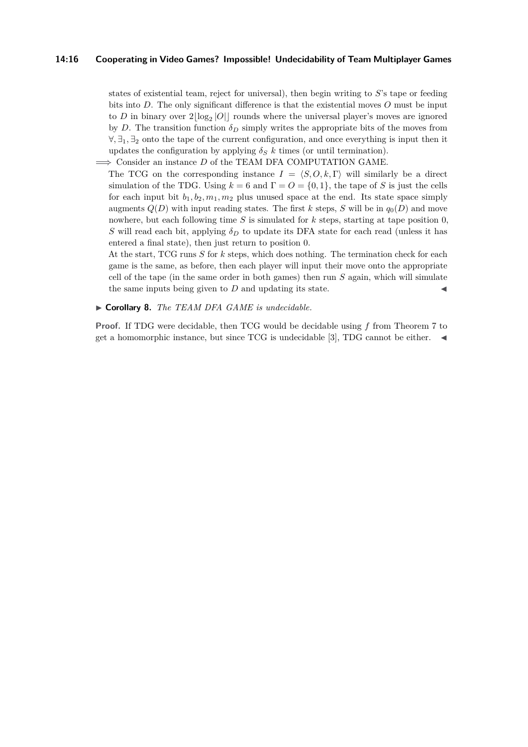states of existential team, reject for universal), then begin writing to $S$'s tape or feeding bits into $D$. The only significant difference is that the existential moves $O$ must be input to $D$ in binary over $2\lfloor \log_2 |O| \rfloor$ rounds where the universal player's moves are ignored by $D$. The transition function $\delta_D$ simply writes the appropriate bits of the moves from $\forall, \exists_1, \exists_2$ onto the tape of the current configuration, and once everything is input then it updates the configuration by applying $\delta_S$ $k$ times (or until termination).

$\Longrightarrow$ Consider an instance $D$ of the TEAM DFA COMPUTATION GAME.

The TCG on the corresponding instance $I = \langle S, O, k, \Gamma \rangle$ will similarly be a direct simulation of the TDG. Using $k = 6$ and $\Gamma = O = \{0, 1\}$, the tape of $S$ is just the cells for each input bit $b_1, b_2, m_1, m_2$ plus unused space at the end. Its state space simply augments $Q(D)$ with input reading states. The first $k$ steps, $S$ will be in $q_0(D)$ and move nowhere, but each following time $S$ is simulated for $k$ steps, starting at tape position 0, $S$ will read each bit, applying $\delta_D$ to update its DFA state for each read (unless it has entered a final state), then just return to position 0.

At the start, TCG runs $S$ for $k$ steps, which does nothing. The termination check for each game is the same, as before, then each player will input their move onto the appropriate cell of the tape (in the same order in both games) then run $S$ again, which will simulate the same inputs being given to $D$ and updating its state. ◀

▶ **Corollary 8.** *The TEAM DFA GAME is undecidable.*

**Proof.** If TDG were decidable, then TCG would be decidable using $f$ from Theorem 7 to get a homomorphic instance, but since TCG is undecidable [3], TDG cannot be either. ◀